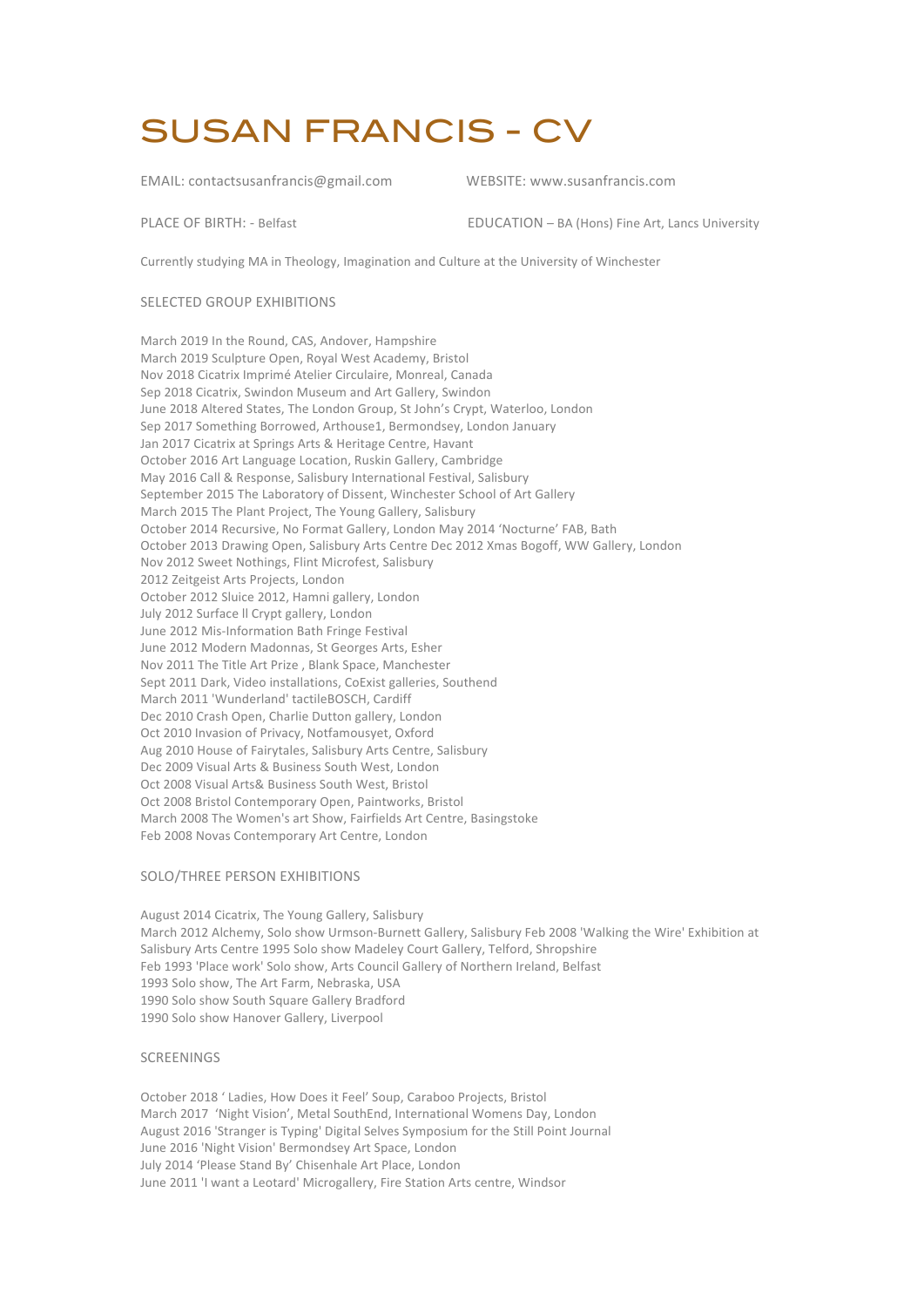# SUSAN FRANCIS - CV

EMAIL: contactsusanfrancis@gmail.com

WEBSITE: www.susanfrancis.com

PLACE OF BIRTH: - Belfast

EDUCATION – BA (Hons) Fine Art, Lancs University

Currently studying MA in Theology, Imagination and Culture at the University of Winchester

## SELECTED GROUP EXHIBITIONS

March 2019 In the Round, CAS, Andover, Hampshire
March 2019 Sculpture Open, Royal West Academy, Bristol
Nov 2018 Cicatrix Imprimé Atelier Circulaire, Monreal, Canada
Sep 2018 Cicatrix, Swindon Museum and Art Gallery, Swindon
June 2018 Altered States, The London Group, St John's Crypt, Waterloo, London
Sep 2017 Something Borrowed, Arthouse1, Bermondsey, London January
Jan 2017 Cicatrix at Springs Arts & Heritage Centre, Havant
October 2016 Art Language Location, Ruskin Gallery, Cambridge
May 2016 Call & Response, Salisbury International Festival, Salisbury
September 2015 The Laboratory of Dissent, Winchester School of Art Gallery
March 2015 The Plant Project, The Young Gallery, Salisbury
October 2014 Recursive, No Format Gallery, London May 2014 'Nocturne' FAB, Bath
October 2013 Drawing Open, Salisbury Arts Centre Dec 2012 Xmas Bogoff, WW Gallery, London
Nov 2012 Sweet Nothings, Flint Microfest, Salisbury
2012 Zeitgeist Arts Projects, London
October 2012 Sluice 2012, Hamni gallery, London
July 2012 Surface ll Crypt gallery, London
June 2012 Mis-Information Bath Fringe Festival
June 2012 Modern Madonnas, St Georges Arts, Esher
Nov 2011 The Title Art Prize , Blank Space, Manchester
Sept 2011 Dark, Video installations, CoExist galleries, Southend
March 2011 'Wunderland' tactileBOSCH, Cardiff
Dec 2010 Crash Open, Charlie Dutton gallery, London
Oct 2010 Invasion of Privacy, Notfamousyet, Oxford
Aug 2010 House of Fairytales, Salisbury Arts Centre, Salisbury
Dec 2009 Visual Arts & Business South West, London
Oct 2008 Visual Arts& Business South West, Bristol
Oct 2008 Bristol Contemporary Open, Paintworks, Bristol
March 2008 The Women's art Show, Fairfields Art Centre, Basingstoke
Feb 2008 Novas Contemporary Art Centre, London

## SOLO/THREE PERSON EXHIBITIONS

August 2014 Cicatrix, The Young Gallery, Salisbury
March 2012 Alchemy, Solo show Urmson-Burnett Gallery, Salisbury Feb 2008 'Walking the Wire' Exhibition at Salisbury Arts Centre 1995 Solo show Madeley Court Gallery, Telford, Shropshire
Feb 1993 'Place work' Solo show, Arts Council Gallery of Northern Ireland, Belfast
1993 Solo show, The Art Farm, Nebraska, USA
1990 Solo show South Square Gallery Bradford
1990 Solo show Hanover Gallery, Liverpool

## SCREENINGS

October 2018 ' Ladies, How Does it Feel' Soup, Caraboo Projects, Bristol
March 2017 'Night Vision', Metal SouthEnd, International Womens Day, London
August 2016 'Stranger is Typing' Digital Selves Symposium for the Still Point Journal
June 2016 'Night Vision' Bermondsey Art Space, London
July 2014 'Please Stand By' Chisenhale Art Place, London
June 2011 'I want a Leotard' Microgallery, Fire Station Arts centre, Windsor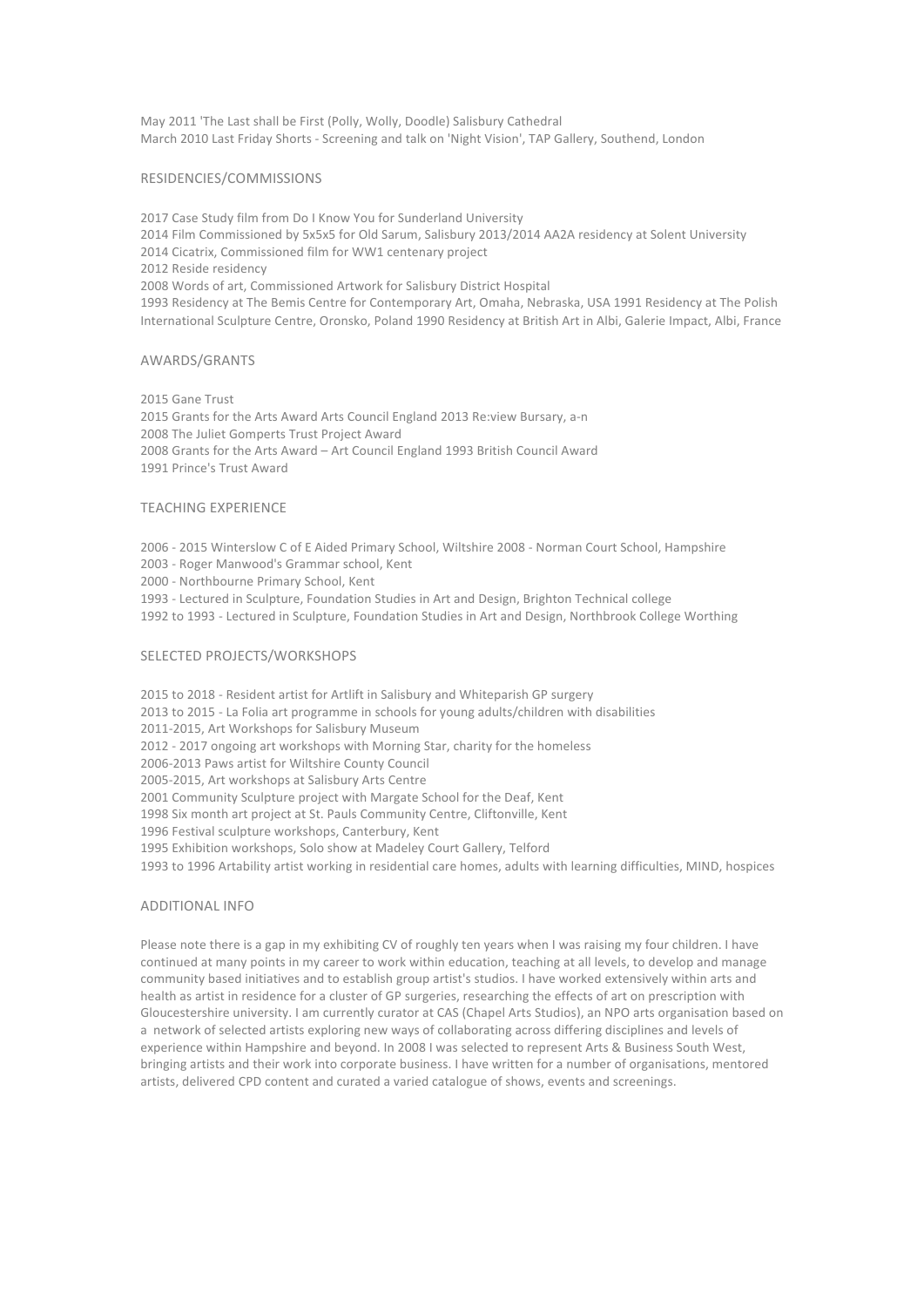May 2011 'The Last shall be First (Polly, Wolly, Doodle) Salisbury Cathedral
March 2010 Last Friday Shorts - Screening and talk on 'Night Vision', TAP Gallery, Southend, London

## RESIDENCIES/COMMISSIONS

2017 Case Study film from Do I Know You for Sunderland University
2014 Film Commissioned by 5x5x5 for Old Sarum, Salisbury 2013/2014 AA2A residency at Solent University
2014 Cicatrix, Commissioned film for WW1 centenary project
2012 Reside residency
2008 Words of art, Commissioned Artwork for Salisbury District Hospital
1993 Residency at The Bemis Centre for Contemporary Art, Omaha, Nebraska, USA 1991 Residency at The Polish International Sculpture Centre, Oronsko, Poland 1990 Residency at British Art in Albi, Galerie Impact, Albi, France

## AWARDS/GRANTS

2015 Gane Trust
2015 Grants for the Arts Award Arts Council England 2013 Re:view Bursary, a-n
2008 The Juliet Gomperts Trust Project Award
2008 Grants for the Arts Award – Art Council England 1993 British Council Award
1991 Prince's Trust Award

## TEACHING EXPERIENCE

2006 - 2015 Winterslow C of E Aided Primary School, Wiltshire 2008 - Norman Court School, Hampshire
2003 - Roger Manwood's Grammar school, Kent
2000 - Northbourne Primary School, Kent
1993 - Lectured in Sculpture, Foundation Studies in Art and Design, Brighton Technical college
1992 to 1993 - Lectured in Sculpture, Foundation Studies in Art and Design, Northbrook College Worthing

## SELECTED PROJECTS/WORKSHOPS

2015 to 2018 - Resident artist for Artlift in Salisbury and Whiteparish GP surgery
2013 to 2015 - La Folia art programme in schools for young adults/children with disabilities
2011-2015, Art Workshops for Salisbury Museum
2012 - 2017 ongoing art workshops with Morning Star, charity for the homeless
2006-2013 Paws artist for Wiltshire County Council
2005-2015, Art workshops at Salisbury Arts Centre
2001 Community Sculpture project with Margate School for the Deaf, Kent
1998 Six month art project at St. Pauls Community Centre, Cliftonville, Kent
1996 Festival sculpture workshops, Canterbury, Kent
1995 Exhibition workshops, Solo show at Madeley Court Gallery, Telford
1993 to 1996 Artability artist working in residential care homes, adults with learning difficulties, MIND, hospices

## ADDITIONAL INFO

Please note there is a gap in my exhibiting CV of roughly ten years when I was raising my four children. I have continued at many points in my career to work within education, teaching at all levels, to develop and manage community based initiatives and to establish group artist's studios. I have worked extensively within arts and health as artist in residence for a cluster of GP surgeries, researching the effects of art on prescription with Gloucestershire university. I am currently curator at CAS (Chapel Arts Studios), an NPO arts organisation based on a network of selected artists exploring new ways of collaborating across differing disciplines and levels of experience within Hampshire and beyond. In 2008 I was selected to represent Arts & Business South West, bringing artists and their work into corporate business. I have written for a number of organisations, mentored artists, delivered CPD content and curated a varied catalogue of shows, events and screenings.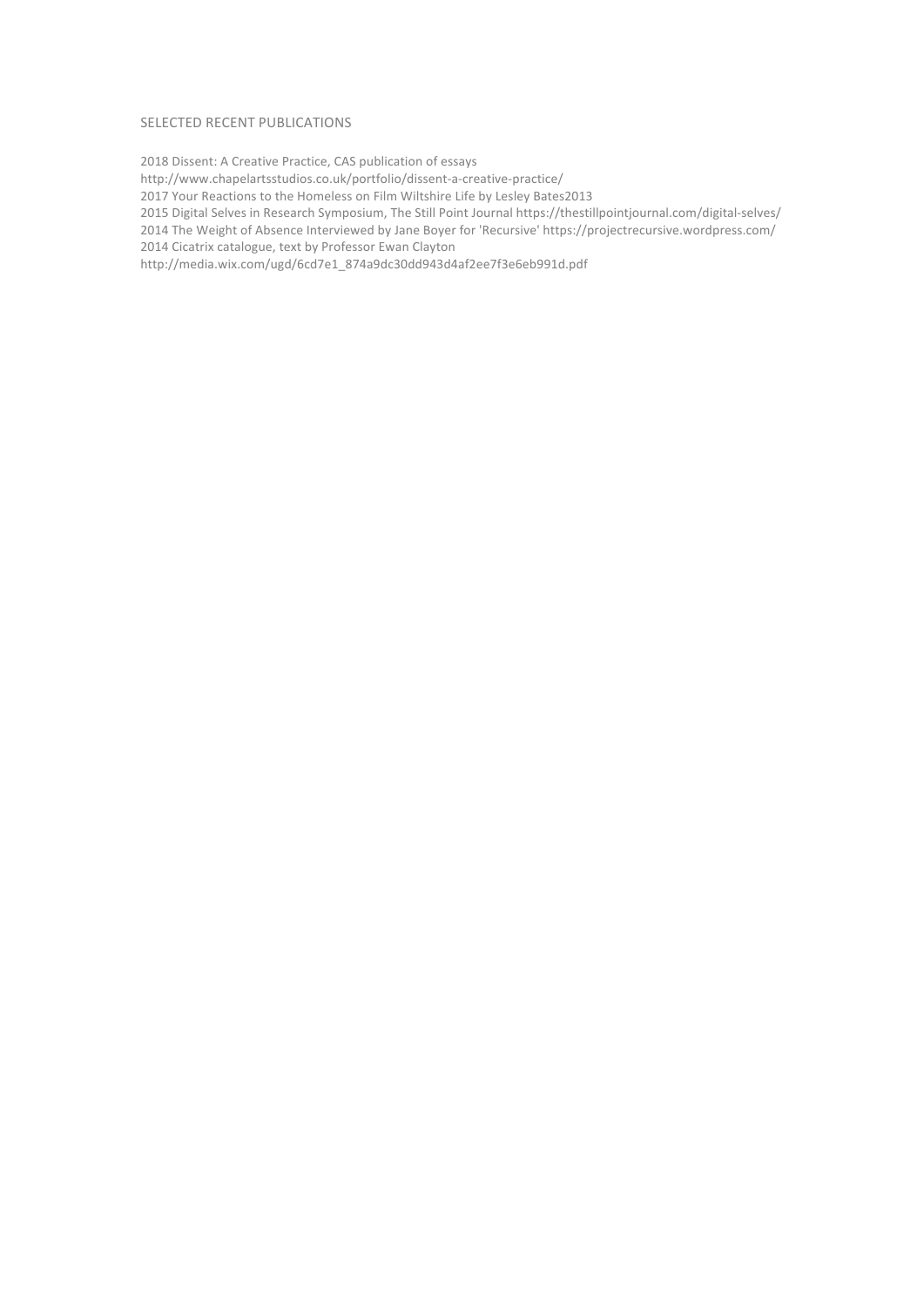SELECTED RECENT PUBLICATIONS

2018 Dissent: A Creative Practice, CAS publication of essays
http://www.chapelartsstudios.co.uk/portfolio/dissent-a-creative-practice/
2017 Your Reactions to the Homeless on Film Wiltshire Life by Lesley Bates2013
2015 Digital Selves in Research Symposium, The Still Point Journal https://thestillpointjournal.com/digital-selves/
2014 The Weight of Absence Interviewed by Jane Boyer for 'Recursive' https://projectrecursive.wordpress.com/
2014 Cicatrix catalogue, text by Professor Ewan Clayton
http://media.wix.com/ugd/6cd7e1_874a9dc30dd943d4af2ee7f3e6eb991d.pdf